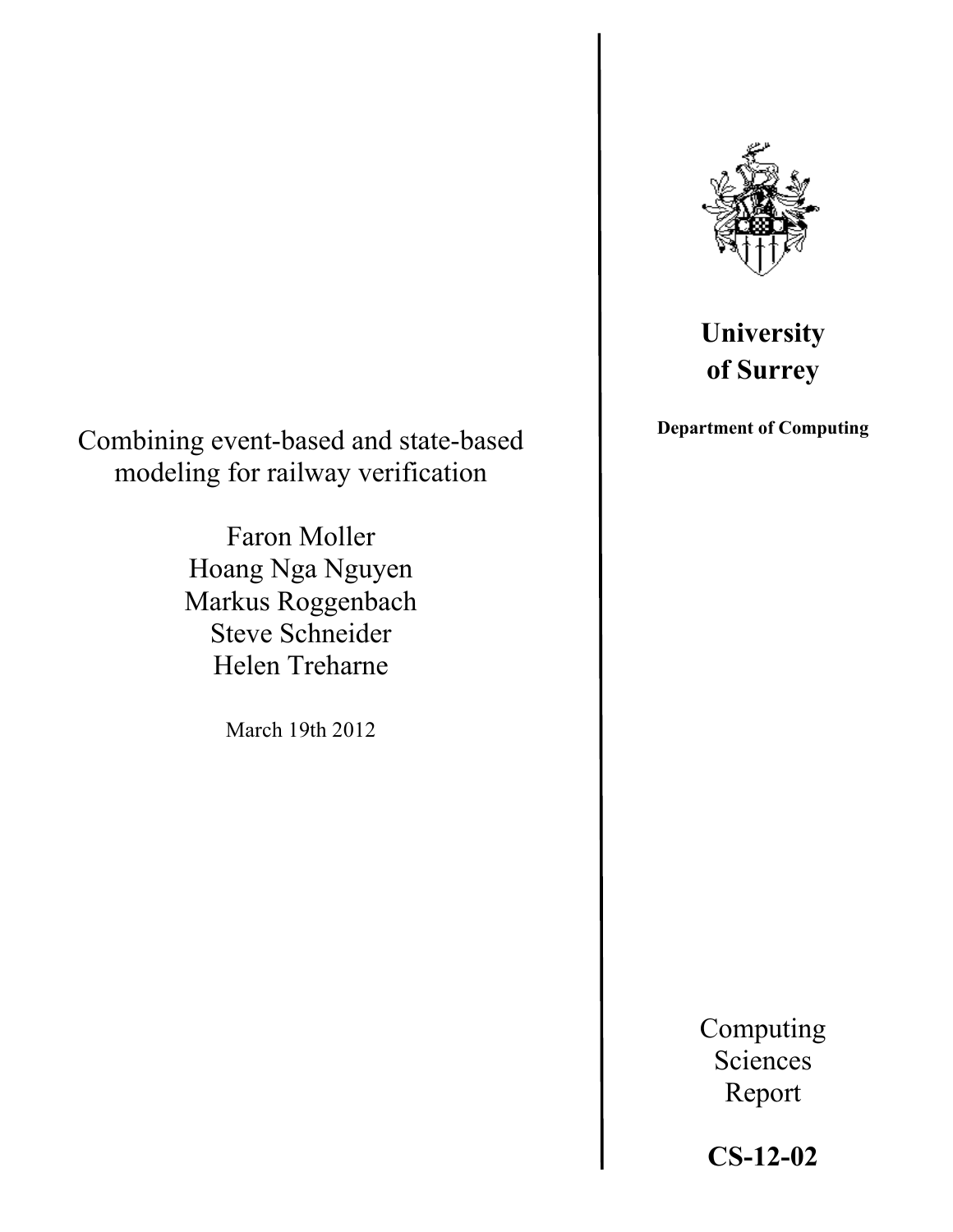# Combining event-based and state-based modeling for railway verification

Faron Moller
Hoang Nga Nguyen
Markus Roggenbach
Steve Schneider
Helen Treharne

March 19th 2012

**University of Surrey**

**Department of Computing**

Computing Sciences Report

**CS-12-02**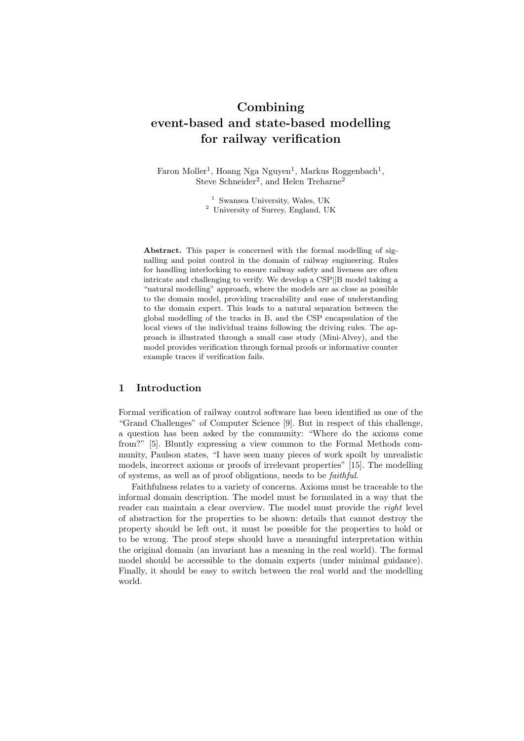# Combining event-based and state-based modelling for railway verification

Faron Moller[1], Hoang Nga Nguyen[1], Markus Roggenbach[1], Steve Schneider[2], and Helen Treharne[2]

[1] Swansea University, Wales, UK
[2] University of Surrey, England, UK

**Abstract.** This paper is concerned with the formal modelling of signalling and point control in the domain of railway engineering. Rules for handling interlocking to ensure railway safety and liveness are often intricate and challenging to verify. We develop a CSP||B model taking a "natural modelling" approach, where the models are as close as possible to the domain model, providing traceability and ease of understanding to the domain expert. This leads to a natural separation between the global modelling of the tracks in B, and the CSP encapsulation of the local views of the individual trains following the driving rules. The approach is illustrated through a small case study (Mini-Alvey), and the model provides verification through formal proofs or informative counter example traces if verification fails.

## 1 Introduction

Formal verification of railway control software has been identified as one of the "Grand Challenges" of Computer Science [9]. But in respect of this challenge, a question has been asked by the community: "Where do the axioms come from?" [5]. Bluntly expressing a view common to the Formal Methods community, Paulson states, "I have seen many pieces of work spoilt by unrealistic models, incorrect axioms or proofs of irrelevant properties" [15]. The modelling of systems, as well as of proof obligations, needs to be *faithful*.

Faithfulness relates to a variety of concerns. Axioms must be traceable to the informal domain description. The model must be formulated in a way that the reader can maintain a clear overview. The model must provide the *right* level of abstraction for the properties to be shown: details that cannot destroy the property should be left out, it must be possible for the properties to hold or to be wrong. The proof steps should have a meaningful interpretation within the original domain (an invariant has a meaning in the real world). The formal model should be accessible to the domain experts (under minimal guidance). Finally, it should be easy to switch between the real world and the modelling world.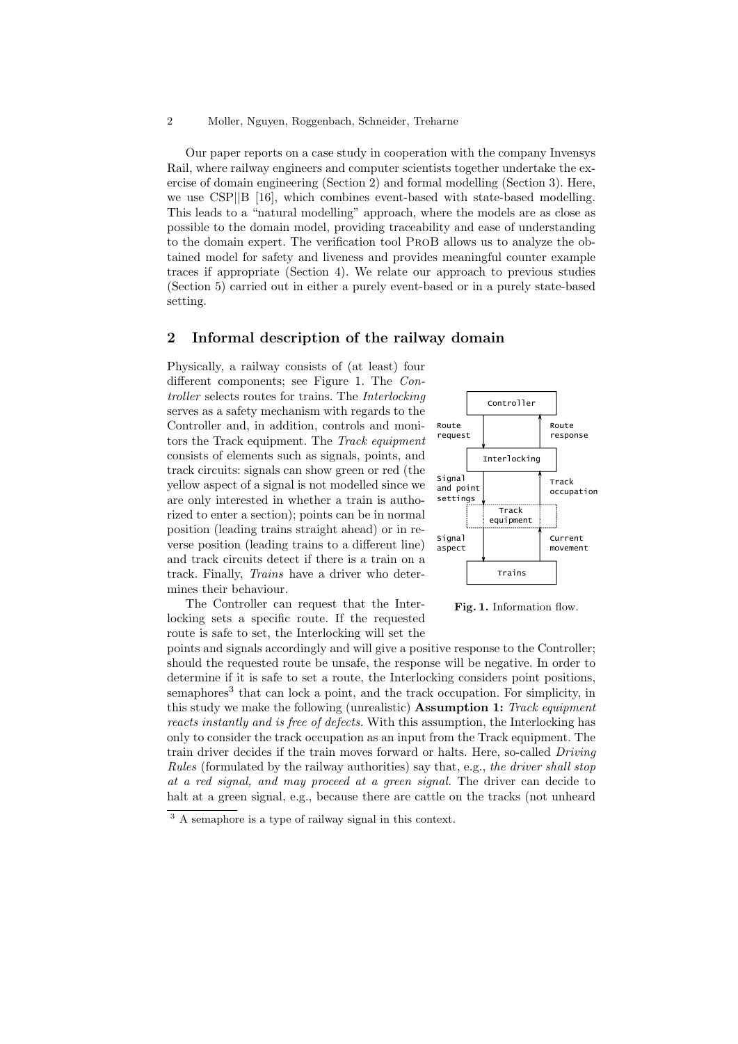Our paper reports on a case study in cooperation with the company Invensys Rail, where railway engineers and computer scientists together undertake the exercise of domain engineering (Section 2) and formal modelling (Section 3). Here, we use CSP||B [16], which combines event-based with state-based modelling. This leads to a "natural modelling" approach, where the models are as close as possible to the domain model, providing traceability and ease of understanding to the domain expert. The verification tool ProB allows us to analyze the obtained model for safety and liveness and provides meaningful counter example traces if appropriate (Section 4). We relate our approach to previous studies (Section 5) carried out in either a purely event-based or in a purely state-based setting.

## 2 Informal description of the railway domain

Physically, a railway consists of (at least) four different components; see Figure 1. The *Controller* selects routes for trains. The *Interlocking* serves as a safety mechanism with regards to the Controller and, in addition, controls and monitors the Track equipment. The *Track equipment* consists of elements such as signals, points, and track circuits: signals can show green or red (the yellow aspect of a signal is not modelled since we are only interested in whether a train is authorized to enter a section); points can be in normal position (leading trains straight ahead) or in reverse position (leading trains to a different line) and track circuits detect if there is a train on a track. Finally, *Trains* have a driver who determines their behaviour.

Controller | Route request | Route response | Interlocking | Signal and point settings | Track occupation | Track equipment | Signal aspect | Current movement | Trains

**Fig. 1.** Information flow.

The Controller can request that the Interlocking sets a specific route. If the requested route is safe to set, the Interlocking will set the points and signals accordingly and will give a positive response to the Controller; should the requested route be unsafe, the response will be negative. In order to determine if it is safe to set a route, the Interlocking considers point positions, semaphores[3] that can lock a point, and the track occupation. For simplicity, in this study we make the following (unrealistic) **Assumption 1:** *Track equipment reacts instantly and is free of defects.* With this assumption, the Interlocking has only to consider the track occupation as an input from the Track equipment. The train driver decides if the train moves forward or halts. Here, so-called *Driving Rules* (formulated by the railway authorities) say that, e.g., *the driver shall stop at a red signal, and may proceed at a green signal.* The driver can decide to halt at a green signal, e.g., because there are cattle on the tracks (not unheard

[3] A semaphore is a type of railway signal in this context.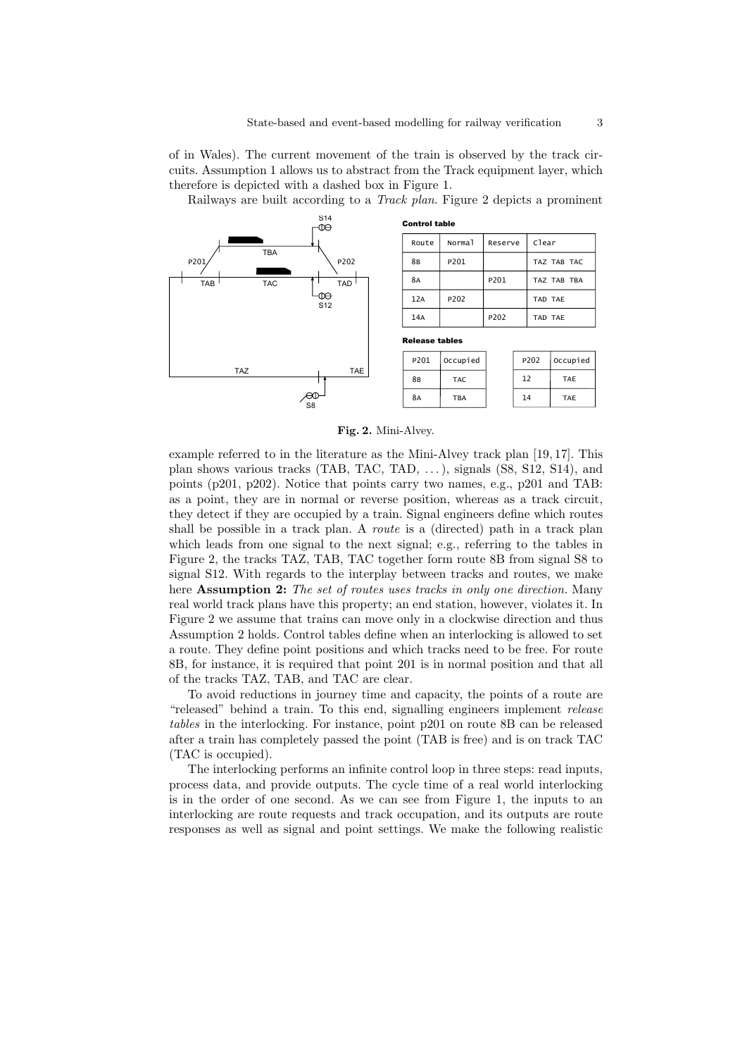of in Wales). The current movement of the train is observed by the track circuits. Assumption 1 allows us to abstract from the Track equipment layer, which therefore is depicted with a dashed box in Figure 1.

Railways are built according to a *Track plan*. Figure 2 depicts a prominent

**Control table**

| Route | Normal | Reserve | Clear |
|---|---|---|---|
| 8B | P201 | | TAZ TAB TAC |
| 8A | | P201 | TAZ TAB TBA |
| 12A | P202 | | TAD TAE |
| 14A | | P202 | TAD TAE |

**Release tables**

| P201 | Occupied |
|---|---|
| 8B | TAC |
| 8A | TBA |

| P202 | Occupied |
|---|---|
| 12 | TAE |
| 14 | TAE |

**Fig. 2.** Mini-Alvey.

example referred to in the literature as the Mini-Alvey track plan [19, 17]. This plan shows various tracks (TAB, TAC, TAD, ...), signals (S8, S12, S14), and points (p201, p202). Notice that points carry two names, e.g., p201 and TAB: as a point, they are in normal or reverse position, whereas as a track circuit, they detect if they are occupied by a train. Signal engineers define which routes shall be possible in a track plan. A *route* is a (directed) path in a track plan which leads from one signal to the next signal; e.g., referring to the tables in Figure 2, the tracks TAZ, TAB, TAC together form route 8B from signal S8 to signal S12. With regards to the interplay between tracks and routes, we make here **Assumption 2:** *The set of routes uses tracks in only one direction.* Many real world track plans have this property; an end station, however, violates it. In Figure 2 we assume that trains can move only in a clockwise direction and thus Assumption 2 holds. Control tables define when an interlocking is allowed to set a route. They define point positions and which tracks need to be free. For route 8B, for instance, it is required that point 201 is in normal position and that all of the tracks TAZ, TAB, and TAC are clear.

To avoid reductions in journey time and capacity, the points of a route are "released" behind a train. To this end, signalling engineers implement *release tables* in the interlocking. For instance, point p201 on route 8B can be released after a train has completely passed the point (TAB is free) and is on track TAC (TAC is occupied).

The interlocking performs an infinite control loop in three steps: read inputs, process data, and provide outputs. The cycle time of a real world interlocking is in the order of one second. As we can see from Figure 1, the inputs to an interlocking are route requests and track occupation, and its outputs are route responses as well as signal and point settings. We make the following realistic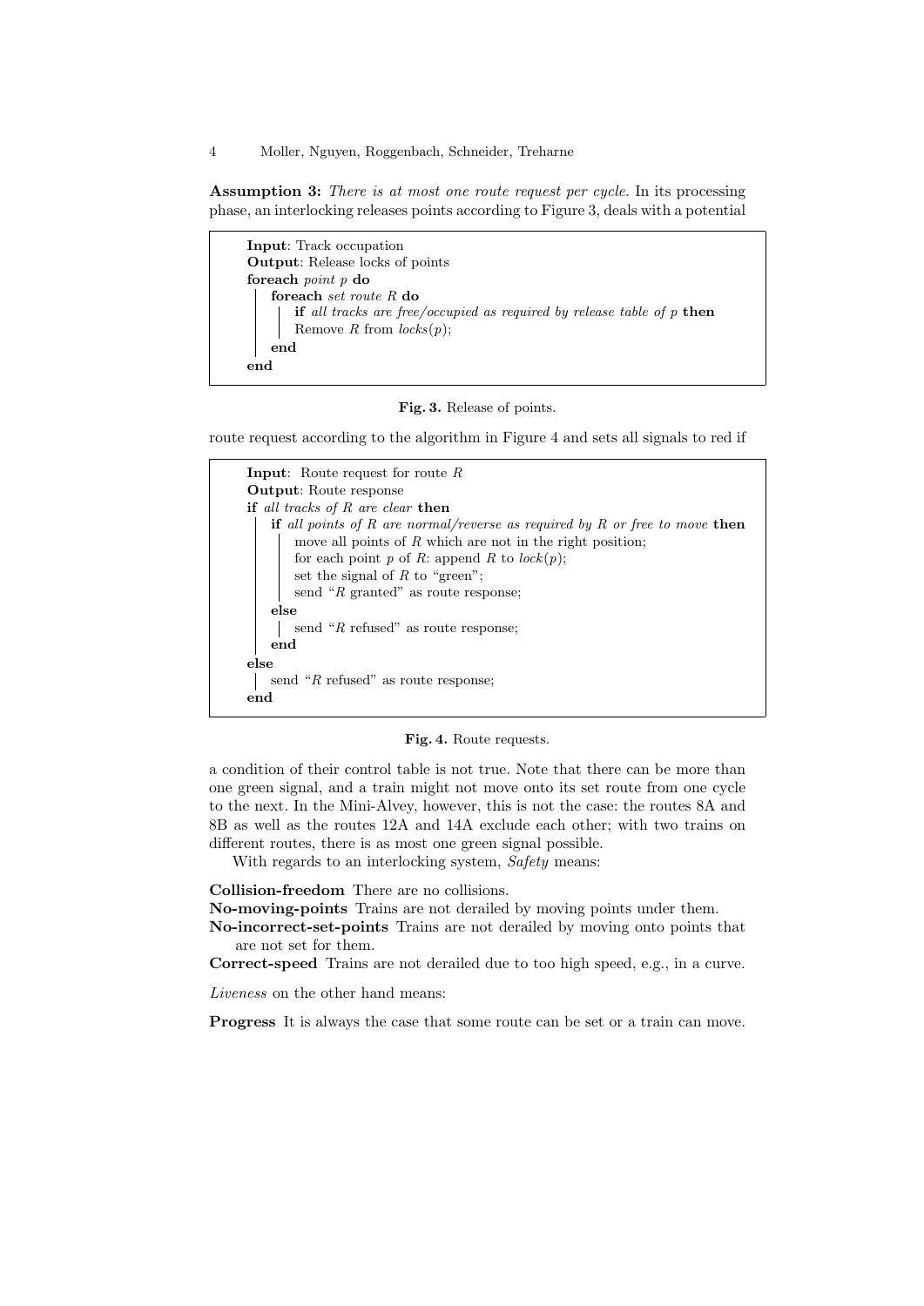**Assumption 3:** *There is at most one route request per cycle.* In its processing phase, an interlocking releases points according to Figure 3, deals with a potential route request according to the algorithm in Figure 4 and sets all signals to red if a condition of their control table is not true. Note that there can be more than one green signal, and a train might not move onto its set route from one cycle to the next. In the Mini-Alvey, however, this is not the case: the routes 8A and 8B as well as the routes 12A and 14A exclude each other; with two trains on different routes, there is as most one green signal possible.

```
Input: Track occupation
Output: Release locks of points
foreach point p do
    foreach set route R do
        if all tracks are free/occupied as required by release table of p then
            Remove R from locks(p);
    end
end
```

**Fig. 3.** Release of points.

```
Input: Route request for route R
Output: Route response
if all tracks of R are clear then
    if all points of R are normal/reverse as required by R or free to move then
        move all points of R which are not in the right position;
        for each point p of R: append R to lock(p);
        set the signal of R to "green";
        send "R granted" as route response;
    else
        send "R refused" as route response;
    end
else
    send "R refused" as route response;
end
```

**Fig. 4.** Route requests.

With regards to an interlocking system, *Safety* means:

**Collision-freedom** There are no collisions.

**No-moving-points** Trains are not derailed by moving points under them.

**No-incorrect-set-points** Trains are not derailed by moving onto points that are not set for them.

**Correct-speed** Trains are not derailed due to too high speed, e.g., in a curve.

*Liveness* on the other hand means:

**Progress** It is always the case that some route can be set or a train can move.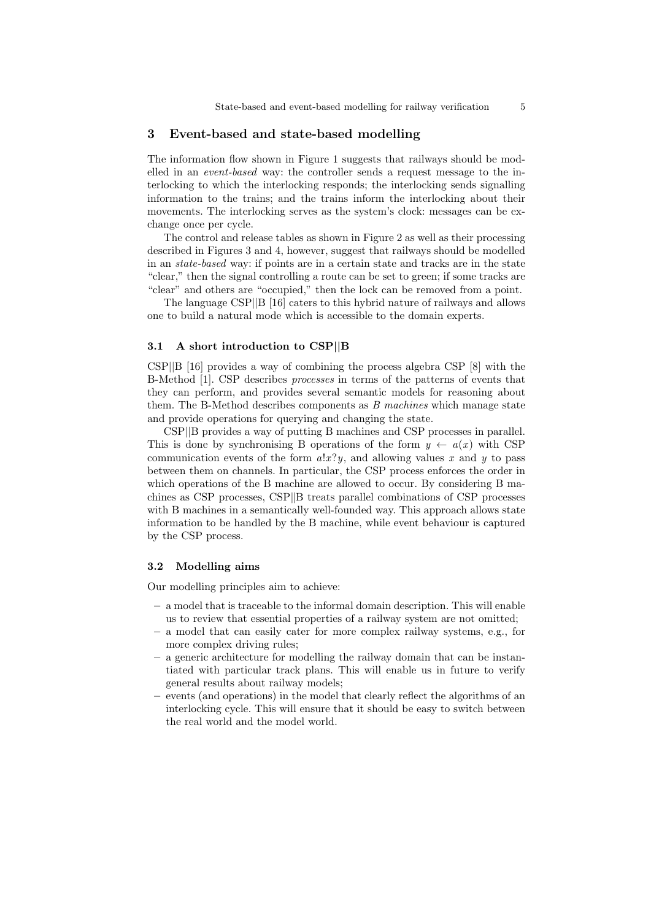## 3 Event-based and state-based modelling

The information flow shown in Figure 1 suggests that railways should be modelled in an *event-based* way: the controller sends a request message to the interlocking to which the interlocking responds; the interlocking sends signalling information to the trains; and the trains inform the interlocking about their movements. The interlocking serves as the system's clock: messages can be exchange once per cycle.

The control and release tables as shown in Figure 2 as well as their processing described in Figures 3 and 4, however, suggest that railways should be modelled in an *state-based* way: if points are in a certain state and tracks are in the state "clear," then the signal controlling a route can be set to green; if some tracks are "clear" and others are "occupied," then the lock can be removed from a point.

The language CSP||B [16] caters to this hybrid nature of railways and allows one to build a natural mode which is accessible to the domain experts.

### 3.1 A short introduction to CSP||B

CSP||B [16] provides a way of combining the process algebra CSP [8] with the B-Method [1]. CSP describes *processes* in terms of the patterns of events that they can perform, and provides several semantic models for reasoning about them. The B-Method describes components as *B machines* which manage state and provide operations for querying and changing the state.

CSP||B provides a way of putting B machines and CSP processes in parallel. This is done by synchronising B operations of the form $y \leftarrow a(x)$ with CSP communication events of the form $a!x?y$, and allowing values $x$ and $y$ to pass between them on channels. In particular, the CSP process enforces the order in which operations of the B machine are allowed to occur. By considering B machines as CSP processes, CSP‖B treats parallel combinations of CSP processes with B machines in a semantically well-founded way. This approach allows state information to be handled by the B machine, while event behaviour is captured by the CSP process.

### 3.2 Modelling aims

Our modelling principles aim to achieve:

- a model that is traceable to the informal domain description. This will enable us to review that essential properties of a railway system are not omitted;
- a model that can easily cater for more complex railway systems, e.g., for more complex driving rules;
- a generic architecture for modelling the railway domain that can be instantiated with particular track plans. This will enable us in future to verify general results about railway models;
- events (and operations) in the model that clearly reflect the algorithms of an interlocking cycle. This will ensure that it should be easy to switch between the real world and the model world.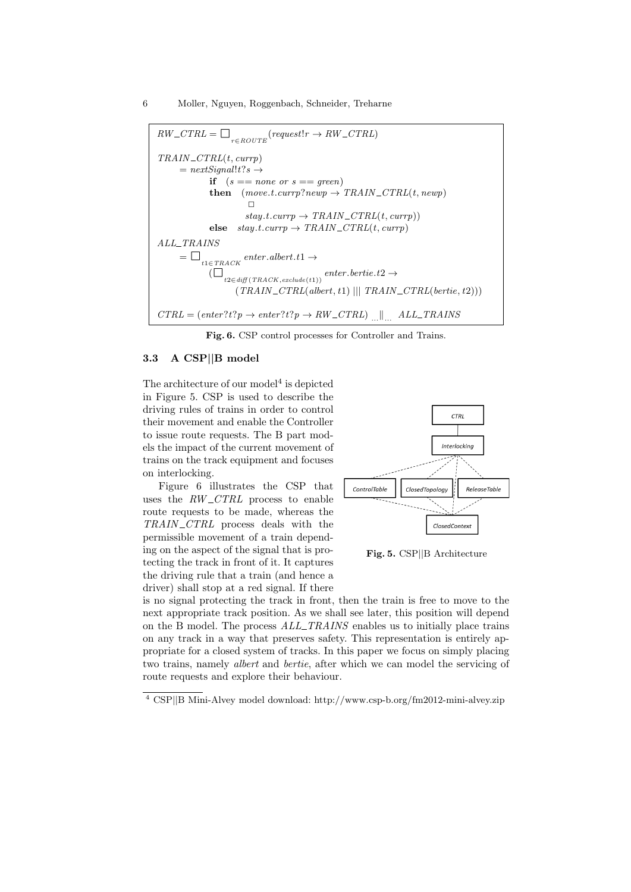$$RW\_CTRL = \Box_{r \in ROUTE} (request!r \rightarrow RW\_CTRL)$$

$$\begin{aligned}
&TRAIN\_CTRL(t, currp) \\
&\quad = nextSignal!t?s \rightarrow \\
&\qquad \textbf{if} \quad (s == none \ or \ s == green) \\
&\qquad \textbf{then} \quad (move.t.currp?newp \rightarrow TRAIN\_CTRL(t, newp) \\
&\qquad\qquad \Box \\
&\qquad\qquad stay.t.currp \rightarrow TRAIN\_CTRL(t, currp)) \\
&\qquad \textbf{else} \quad stay.t.currp \rightarrow TRAIN\_CTRL(t, currp)
\end{aligned}$$

$$\begin{aligned}
&ALL\_TRAINS \\
&\quad = \Box_{t1 \in TRACK} \ enter.albert.t1 \rightarrow \\
&\qquad (\Box_{t2 \in diff(TRACK, exclude(t1))} \ enter.bertie.t2 \rightarrow \\
&\qquad\quad (TRAIN\_CTRL(albert, t1) \ ||| \ TRAIN\_CTRL(bertie, t2)))
\end{aligned}$$

$$CTRL = (enter?t?p \rightarrow enter?t?p \rightarrow RW\_CTRL) \ {}_{...}\|_{...} \ ALL\_TRAINS$$

**Fig. 6.** CSP control processes for Controller and Trains.

### 3.3 A CSP||B model

The architecture of our model[4] is depicted in Figure 5. CSP is used to describe the driving rules of trains in order to control their movement and enable the Controller to issue route requests. The B part models the impact of the current movement of trains on the track equipment and focuses on interlocking.

**Fig. 5.** CSP||B Architecture

Figure 6 illustrates the CSP that uses the $RW\_CTRL$ process to enable route requests to be made, whereas the $TRAIN\_CTRL$ process deals with the permissible movement of a train depending on the aspect of the signal that is protecting the track in front of it. It captures the driving rule that a train (and hence a driver) shall stop at a red signal. If there is no signal protecting the track in front, then the train is free to move to the next appropriate track position. As we shall see later, this position will depend on the B model. The process $ALL\_TRAINS$ enables us to initially place trains on any track in a way that preserves safety. This representation is entirely appropriate for a closed system of tracks. In this paper we focus on simply placing two trains, namely *albert* and *bertie*, after which we can model the servicing of route requests and explore their behaviour.

[4] CSP||B Mini-Alvey model download: http://www.csp-b.org/fm2012-mini-alvey.zip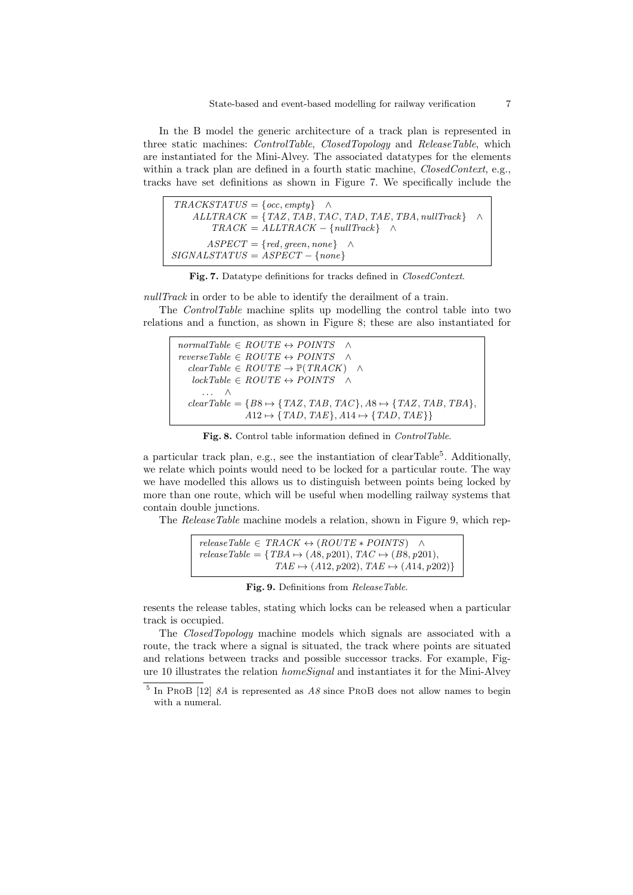In the B model the generic architecture of a track plan is represented in three static machines: *ControlTable*, *ClosedTopology* and *ReleaseTable*, which are instantiated for the Mini-Alvey. The associated datatypes for the elements within a track plan are defined in a fourth static machine, *ClosedContext*, e.g., tracks have set definitions as shown in Figure 7. We specifically include the

$$
\begin{array}{r}
TRACKSTATUS = \{occ, empty\} \quad \wedge \\
ALLTRACK = \{TAZ, TAB, TAC, TAD, TAE, TBA, nullTrack\} \quad \wedge \\
TRACK = ALLTRACK - \{nullTrack\} \quad \wedge \\
ASPECT = \{red, green, none\} \quad \wedge \\
SIGNALSTATUS = ASPECT - \{none\}
\end{array}
$$

**Fig. 7.** Datatype definitions for tracks defined in *ClosedContext*.

*nullTrack* in order to be able to identify the derailment of a train.

The *ControlTable* machine splits up modelling the control table into two relations and a function, as shown in Figure 8; these are also instantiated for

$$
\begin{array}{r l}
normalTable \in ROUTE \leftrightarrow POINTS & \wedge \\
reverseTable \in ROUTE \leftrightarrow POINTS & \wedge \\
clearTable \in ROUTE \rightarrow \mathbb{P}(TRACK) & \wedge \\
lockTable \in ROUTE \leftrightarrow POINTS & \wedge \\
\ldots \quad \wedge & \\
clearTable = \{B8 \mapsto \{TAZ, TAB, TAC\}, A8 \mapsto \{TAZ, TAB, TBA\}, & \\
A12 \mapsto \{TAD, TAE\}, A14 \mapsto \{TAD, TAE\}\} &
\end{array}
$$

**Fig. 8.** Control table information defined in *ControlTable*.

a particular track plan, e.g., see the instantiation of clearTable[5]. Additionally, we relate which points would need to be locked for a particular route. The way we have modelled this allows us to distinguish between points being locked by more than one route, which will be useful when modelling railway systems that contain double junctions.

The *ReleaseTable* machine models a relation, shown in Figure 9, which rep-

$$
\begin{array}{l}
releaseTable \in TRACK \leftrightarrow (ROUTE * POINTS) \quad \wedge \\
releaseTable = \{TBA \mapsto (A8, p201), TAC \mapsto (B8, p201), \\
\qquad TAE \mapsto (A12, p202), TAE \mapsto (A14, p202)\}
\end{array}
$$

**Fig. 9.** Definitions from *ReleaseTable*.

resents the release tables, stating which locks can be released when a particular track is occupied.

The *ClosedTopology* machine models which signals are associated with a route, the track where a signal is situated, the track where points are situated and relations between tracks and possible successor tracks. For example, Figure 10 illustrates the relation *homeSignal* and instantiates it for the Mini-Alvey

[5] In ProB [12] *8A* is represented as *A8* since ProB does not allow names to begin with a numeral.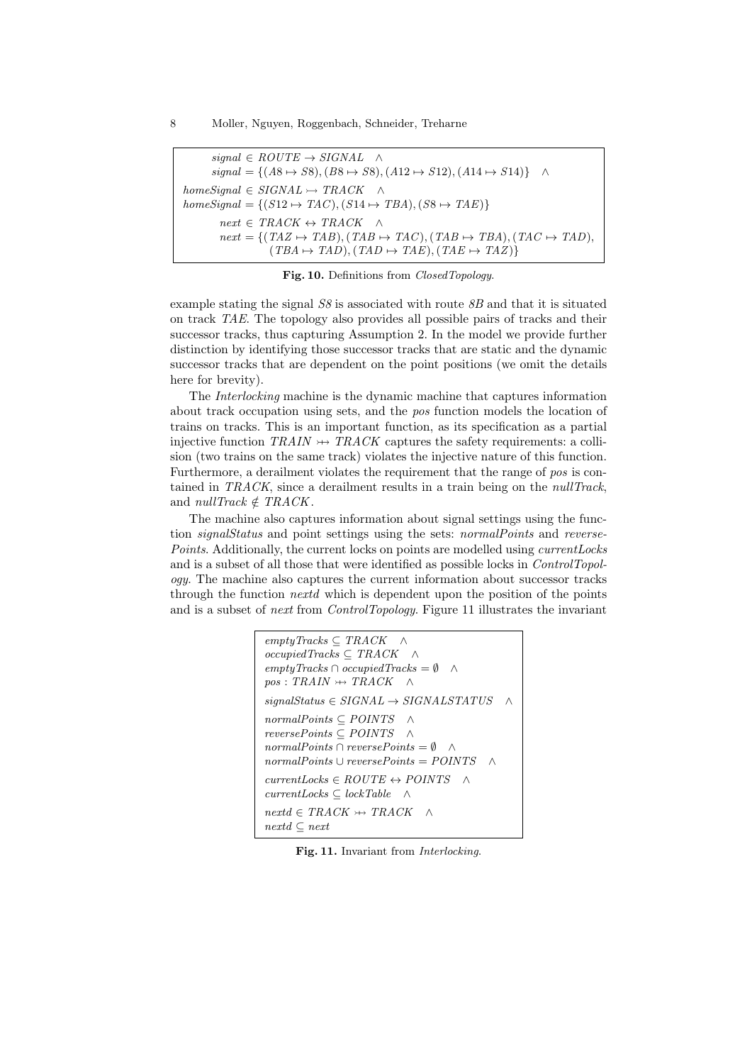$$
\begin{aligned}
& signal \in ROUTE \rightarrow SIGNAL \quad \wedge \\
& signal = \{(A8 \mapsto S8), (B8 \mapsto S8), (A12 \mapsto S12), (A14 \mapsto S14)\} \quad \wedge \\
& homeSignal \in SIGNAL \rightarrowtail TRACK \quad \wedge \\
& homeSignal = \{(S12 \mapsto TAC), (S14 \mapsto TBA), (S8 \mapsto TAE)\} \\
& next \in TRACK \leftrightarrow TRACK \quad \wedge \\
& next = \{(TAZ \mapsto TAB), (TAB \mapsto TAC), (TAB \mapsto TBA), (TAC \mapsto TAD), \\
& \qquad (TBA \mapsto TAD), (TAD \mapsto TAE), (TAE \mapsto TAZ)\}
\end{aligned}
$$

**Fig. 10.** Definitions from *ClosedTopology*.

example stating the signal *S8* is associated with route *8B* and that it is situated on track *TAE*. The topology also provides all possible pairs of tracks and their successor tracks, thus capturing Assumption 2. In the model we provide further distinction by identifying those successor tracks that are static and the dynamic successor tracks that are dependent on the point positions (we omit the details here for brevity).

The *Interlocking* machine is the dynamic machine that captures information about track occupation using sets, and the *pos* function models the location of trains on tracks. This is an important function, as its specification as a partial injective function $TRAIN \rightarrowtail\!\!\!\!\!\!+ \; TRACK$ captures the safety requirements: a collision (two trains on the same track) violates the injective nature of this function. Furthermore, a derailment violates the requirement that the range of *pos* is contained in *TRACK*, since a derailment results in a train being on the *nullTrack*, and $nullTrack \notin TRACK$.

The machine also captures information about signal settings using the function *signalStatus* and point settings using the sets: *normalPoints* and *reversePoints*. Additionally, the current locks on points are modelled using *currentLocks* and is a subset of all those that were identified as possible locks in *ControlTopology*. The machine also captures the current information about successor tracks through the function *nextd* which is dependent upon the position of the points and is a subset of *next* from *ControlTopology*. Figure 11 illustrates the invariant

$$
\begin{aligned}
& emptyTracks \subseteq TRACK \quad \wedge \\
& occupiedTracks \subseteq TRACK \quad \wedge \\
& emptyTracks \cap occupiedTracks = \emptyset \quad \wedge \\
& pos : TRAIN \rightarrowtail\!\!\!\!\!\!+ \; TRACK \quad \wedge \\
& signalStatus \in SIGNAL \rightarrow SIGNALSTATUS \quad \wedge \\
& normalPoints \subseteq POINTS \quad \wedge \\
& reversePoints \subseteq POINTS \quad \wedge \\
& normalPoints \cap reversePoints = \emptyset \quad \wedge \\
& normalPoints \cup reversePoints = POINTS \quad \wedge \\
& currentLocks \in ROUTE \leftrightarrow POINTS \quad \wedge \\
& currentLocks \subseteq lockTable \quad \wedge \\
& nextd \in TRACK \rightarrowtail\!\!\!\!\!\!+ \; TRACK \quad \wedge \\
& nextd \subseteq next
\end{aligned}
$$

**Fig. 11.** Invariant from *Interlocking*.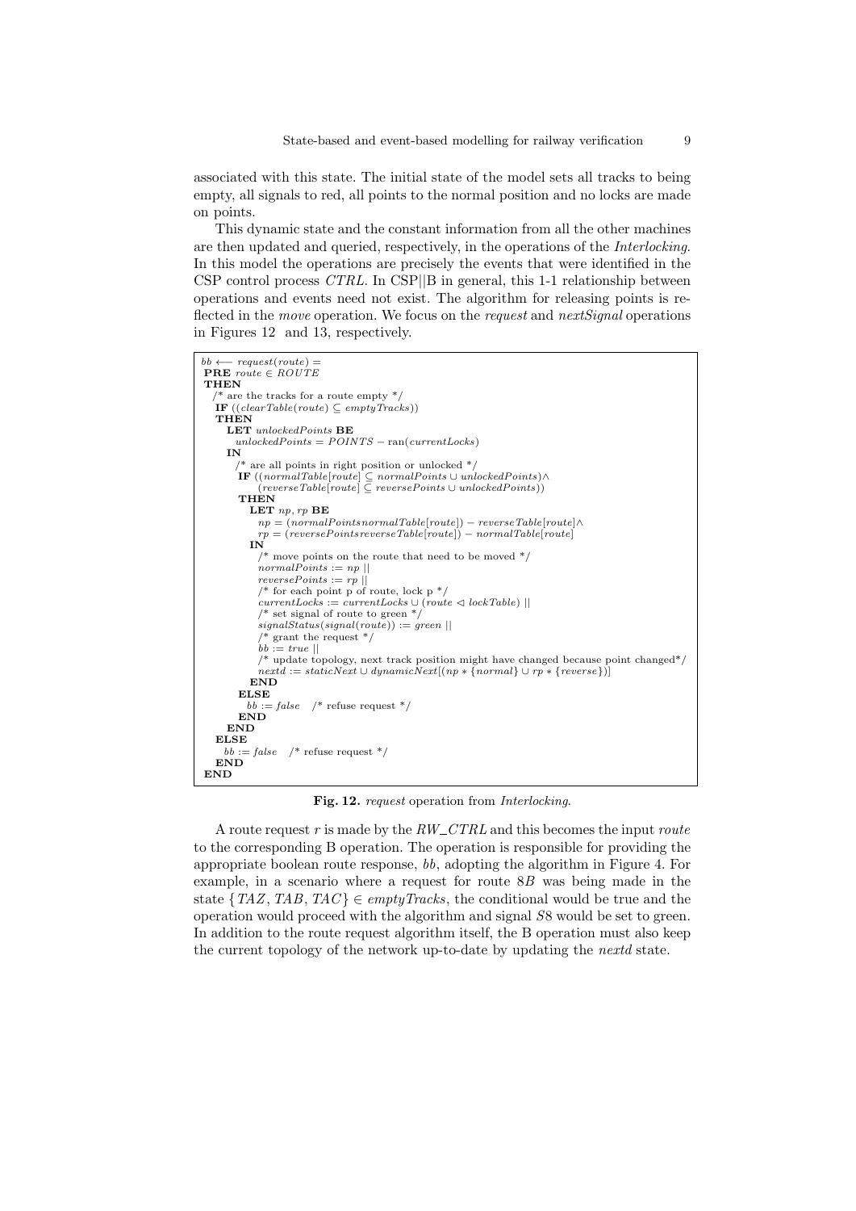associated with this state. The initial state of the model sets all tracks to being empty, all signals to red, all points to the normal position and no locks are made on points.

This dynamic state and the constant information from all the other machines are then updated and queried, respectively, in the operations of the *Interlocking*. In this model the operations are precisely the events that were identified in the CSP control process *CTRL*. In CSP||B in general, this 1-1 relationship between operations and events need not exist. The algorithm for releasing points is reflected in the *move* operation. We focus on the *request* and *nextSignal* operations in Figures 12 and 13, respectively.

```
bb ⟵ request(route) =
 PRE route ∈ ROUTE
 THEN
   /* are the tracks for a route empty */
   IF ((clearTable(route) ⊆ emptyTracks))
   THEN
     LET unlockedPoints BE
       unlockedPoints = POINTS − ran(currentLocks)
     IN
       /* are all points in right position or unlocked */
       IF ((normalTable[route] ⊆ normalPoints ∪ unlockedPoints)∧
           (reverseTable[route] ⊆ reversePoints ∪ unlockedPoints))
       THEN
         LET np, rp BE
           np = (normalPointsnormalTable[route]) − reverseTable[route]∧
           rp = (reversePointsreverseTable[route]) − normalTable[route]
         IN
           /* move points on the route that need to be moved */
           normalPoints := np ||
           reversePoints := rp ||
           /* for each point p of route, lock p */
           currentLocks := currentLocks ∪ (route ◁ lockTable) ||
           /* set signal of route to green */
           signalStatus(signal(route)) := green ||
           /* grant the request */
           bb := true ||
           /* update topology, next track position might have changed because point changed*/
           nextd := staticNext ∪ dynamicNext[(np ∗ {normal} ∪ rp ∗ {reverse})]
         END
       ELSE
         bb := false   /* refuse request */
       END
     END
   ELSE
     bb := false   /* refuse request */
   END
 END
```

**Fig. 12.** *request* operation from *Interlocking*.

A route request $r$ is made by the $RW\_CTRL$ and this becomes the input *route* to the corresponding B operation. The operation is responsible for providing the appropriate boolean route response, $bb$, adopting the algorithm in Figure 4. For example, in a scenario where a request for route $8B$ was being made in the state $\{TAZ, TAB, TAC\} \in emptyTracks$, the conditional would be true and the operation would proceed with the algorithm and signal $S8$ would be set to green. In addition to the route request algorithm itself, the B operation must also keep the current topology of the network up-to-date by updating the *nextd* state.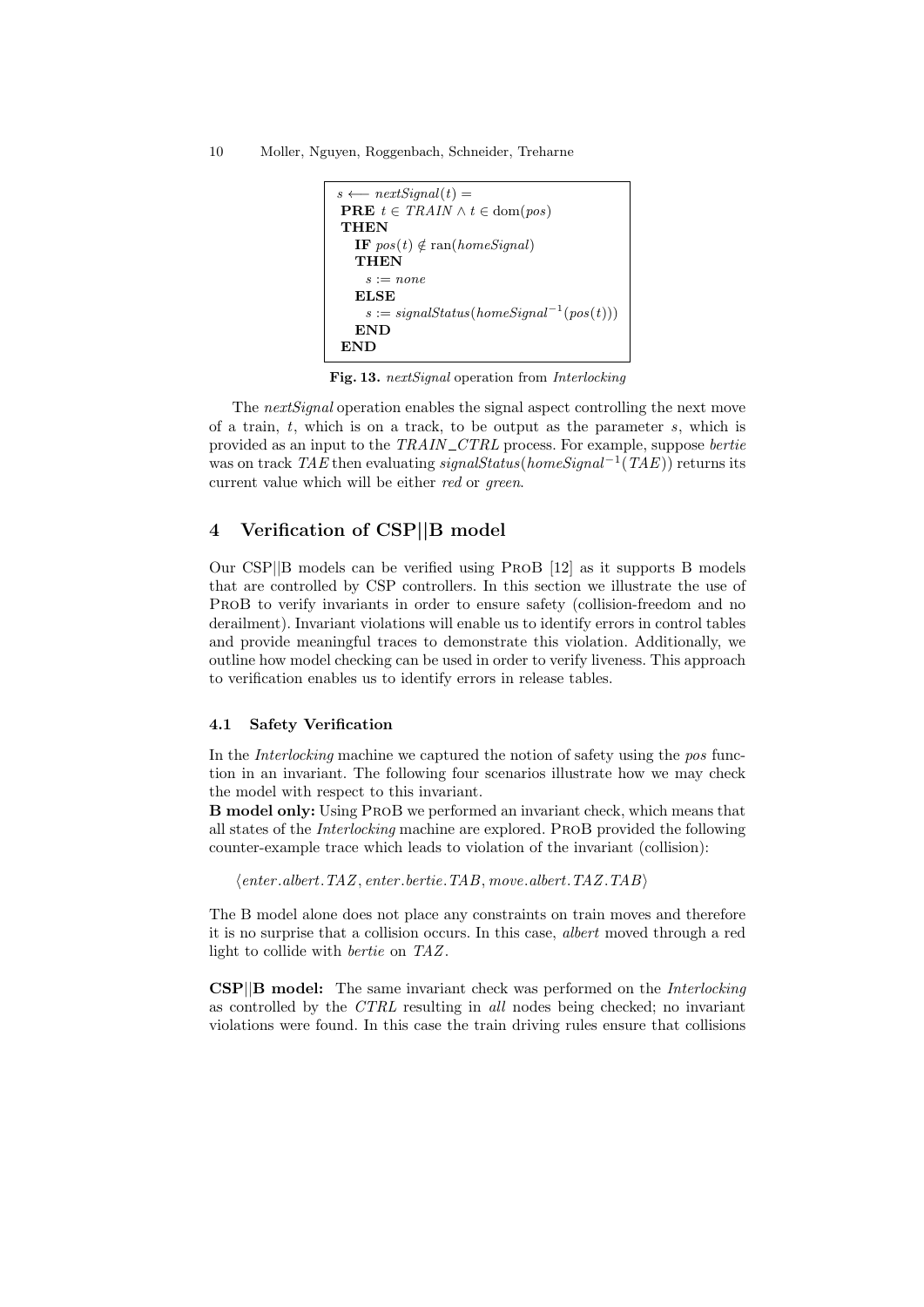```
s ⟵ nextSignal(t) =
 PRE t ∈ TRAIN ∧ t ∈ dom(pos)
 THEN
   IF pos(t) ∉ ran(homeSignal)
   THEN
     s := none
   ELSE
     s := signalStatus(homeSignal⁻¹(pos(t)))
   END
 END
```

**Fig. 13.** *nextSignal* operation from *Interlocking*

The *nextSignal* operation enables the signal aspect controlling the next move of a train, $t$, which is on a track, to be output as the parameter $s$, which is provided as an input to the *TRAIN_CTRL* process. For example, suppose *bertie* was on track *TAE* then evaluating $signalStatus(homeSignal^{-1}(TAE))$ returns its current value which will be either *red* or *green*.

## 4 Verification of CSP||B model

Our CSP||B models can be verified using ProB [12] as it supports B models that are controlled by CSP controllers. In this section we illustrate the use of ProB to verify invariants in order to ensure safety (collision-freedom and no derailment). Invariant violations will enable us to identify errors in control tables and provide meaningful traces to demonstrate this violation. Additionally, we outline how model checking can be used in order to verify liveness. This approach to verification enables us to identify errors in release tables.

### 4.1 Safety Verification

In the *Interlocking* machine we captured the notion of safety using the *pos* function in an invariant. The following four scenarios illustrate how we may check the model with respect to this invariant.

**B model only:** Using ProB we performed an invariant check, which means that all states of the *Interlocking* machine are explored. ProB provided the following counter-example trace which leads to violation of the invariant (collision):

$\langle enter.albert.TAZ, enter.bertie.TAB, move.albert.TAZ.TAB \rangle$

The B model alone does not place any constraints on train moves and therefore it is no surprise that a collision occurs. In this case, *albert* moved through a red light to collide with *bertie* on *TAZ*.

**CSP||B model:** The same invariant check was performed on the *Interlocking* as controlled by the *CTRL* resulting in *all* nodes being checked; no invariant violations were found. In this case the train driving rules ensure that collisions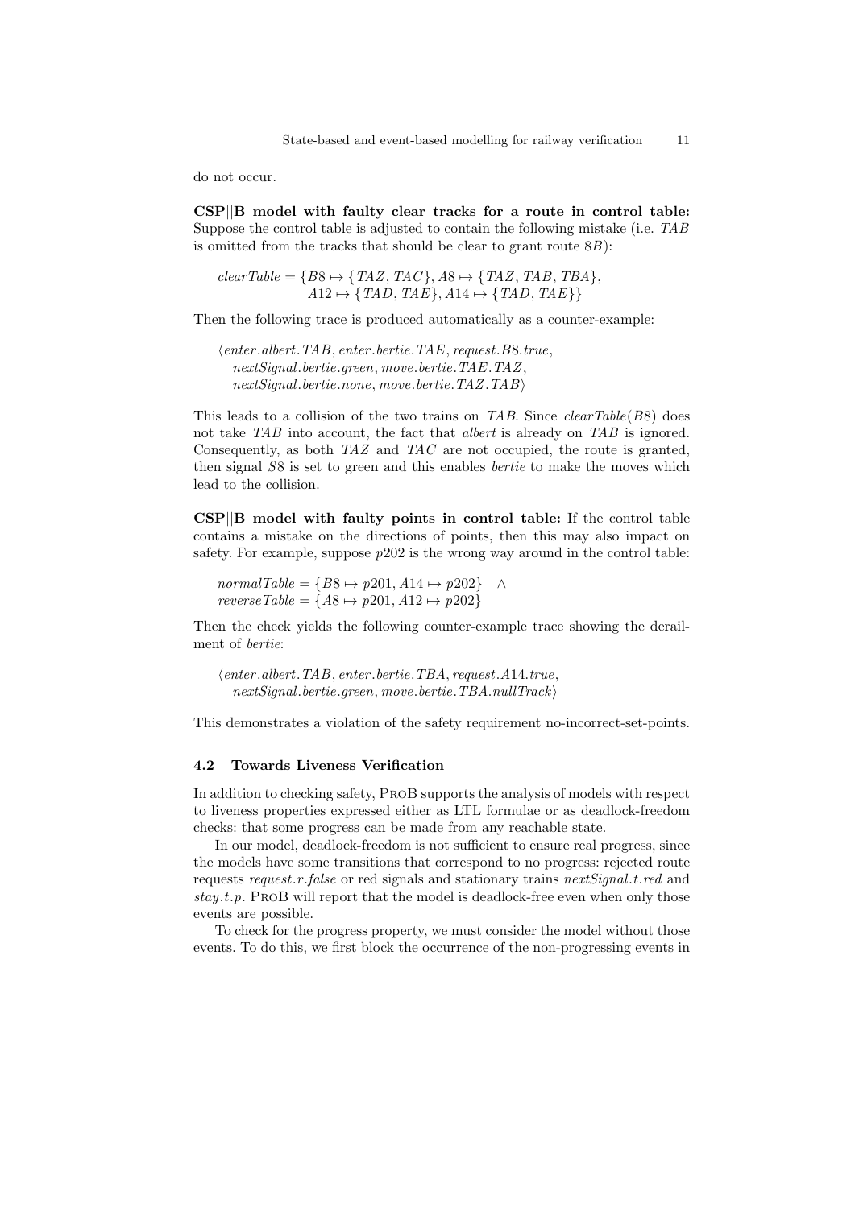do not occur.

**CSP||B model with faulty clear tracks for a route in control table:** Suppose the control table is adjusted to contain the following mistake (i.e. *TAB* is omitted from the tracks that should be clear to grant route 8*B*):

$$
\begin{aligned}
clearTable = \{&B8 \mapsto \{TAZ, TAC\}, A8 \mapsto \{TAZ, TAB, TBA\},\\
&A12 \mapsto \{TAD, TAE\}, A14 \mapsto \{TAD, TAE\}\}
\end{aligned}
$$

Then the following trace is produced automatically as a counter-example:

$$
\begin{aligned}
\langle &enter.albert.TAB, enter.bertie.TAE, request.B8.true,\\
&nextSignal.bertie.green, move.bertie.TAE.TAZ,\\
&nextSignal.bertie.none, move.bertie.TAZ.TAB\rangle
\end{aligned}
$$

This leads to a collision of the two trains on *TAB*. Since $clearTable(B8)$ does not take *TAB* into account, the fact that *albert* is already on *TAB* is ignored. Consequently, as both *TAZ* and *TAC* are not occupied, the route is granted, then signal *S*8 is set to green and this enables *bertie* to make the moves which lead to the collision.

**CSP||B model with faulty points in control table:** If the control table contains a mistake on the directions of points, then this may also impact on safety. For example, suppose *p*202 is the wrong way around in the control table:

$$
\begin{aligned}
&normalTable = \{B8 \mapsto p201, A14 \mapsto p202\} \quad \wedge\\
&reverseTable = \{A8 \mapsto p201, A12 \mapsto p202\}
\end{aligned}
$$

Then the check yields the following counter-example trace showing the derailment of *bertie*:

$$
\begin{aligned}
\langle &enter.albert.TAB, enter.bertie.TBA, request.A14.true,\\
&nextSignal.bertie.green, move.bertie.TBA.nullTrack\rangle
\end{aligned}
$$

This demonstrates a violation of the safety requirement no-incorrect-set-points.

### 4.2 Towards Liveness Verification

In addition to checking safety, ProB supports the analysis of models with respect to liveness properties expressed either as LTL formulae or as deadlock-freedom checks: that some progress can be made from any reachable state.

In our model, deadlock-freedom is not sufficient to ensure real progress, since the models have some transitions that correspond to no progress: rejected route requests *request.r.false* or red signals and stationary trains *nextSignal.t.red* and *stay.t.p*. ProB will report that the model is deadlock-free even when only those events are possible.

To check for the progress property, we must consider the model without those events. To do this, we first block the occurrence of the non-progressing events in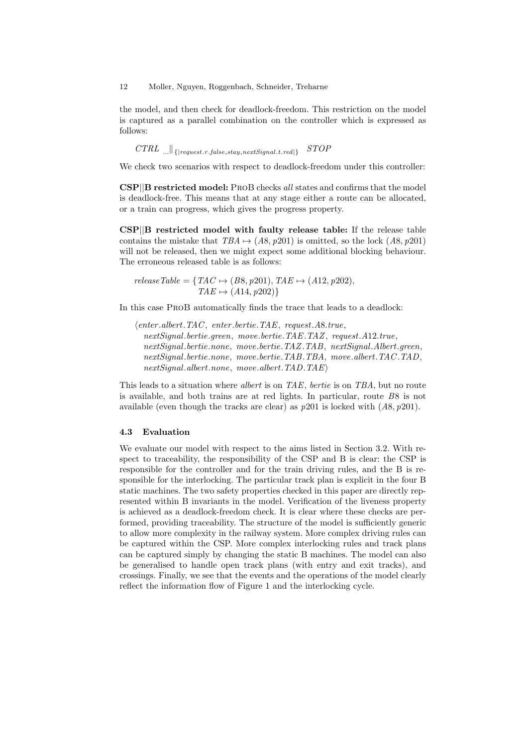the model, and then check for deadlock-freedom. This restriction on the model is captured as a parallel combination on the controller which is expressed as follows:

$$CTRL \ {}_{\ldots}\|_{\{|request.r.false, stay, nextSignal.t.red|\}} \ STOP$$

We check two scenarios with respect to deadlock-freedom under this controller:

**CSP||B restricted model:** ProB checks *all* states and confirms that the model is deadlock-free. This means that at any stage either a route can be allocated, or a train can progress, which gives the progress property.

**CSP||B restricted model with faulty release table:** If the release table contains the mistake that $TBA \mapsto (A8, p201)$ is omitted, so the lock $(A8, p201)$ will not be released, then we might expect some additional blocking behaviour. The erroneous released table is as follows:

$$releaseTable = \{TAC \mapsto (B8, p201), TAE \mapsto (A12, p202), \\ TAE \mapsto (A14, p202)\}$$

In this case ProB automatically finds the trace that leads to a deadlock:

$$\langle enter.albert.TAC,\ enter.bertie.TAE,\ request.A8.true, \\ nextSignal.bertie.green,\ move.bertie.TAE.TAZ,\ request.A12.true, \\ nextSignal.bertie.none,\ move.bertie.TAZ.TAB,\ nextSignal.Albert.green, \\ nextSignal.bertie.none,\ move.bertie.TAB.TBA,\ move.albert.TAC.TAD, \\ nextSignal.albert.none,\ move.albert.TAD.TAE\rangle$$

This leads to a situation where *albert* is on $TAE$, *bertie* is on $TBA$, but no route is available, and both trains are at red lights. In particular, route $B8$ is not available (even though the tracks are clear) as $p201$ is locked with $(A8, p201)$.

### 4.3 Evaluation

We evaluate our model with respect to the aims listed in Section 3.2. With respect to traceability, the responsibility of the CSP and B is clear: the CSP is responsible for the controller and for the train driving rules, and the B is responsible for the interlocking. The particular track plan is explicit in the four B static machines. The two safety properties checked in this paper are directly represented within B invariants in the model. Verification of the liveness property is achieved as a deadlock-freedom check. It is clear where these checks are performed, providing traceability. The structure of the model is sufficiently generic to allow more complexity in the railway system. More complex driving rules can be captured within the CSP. More complex interlocking rules and track plans can be captured simply by changing the static B machines. The model can also be generalised to handle open track plans (with entry and exit tracks), and crossings. Finally, we see that the events and the operations of the model clearly reflect the information flow of Figure 1 and the interlocking cycle.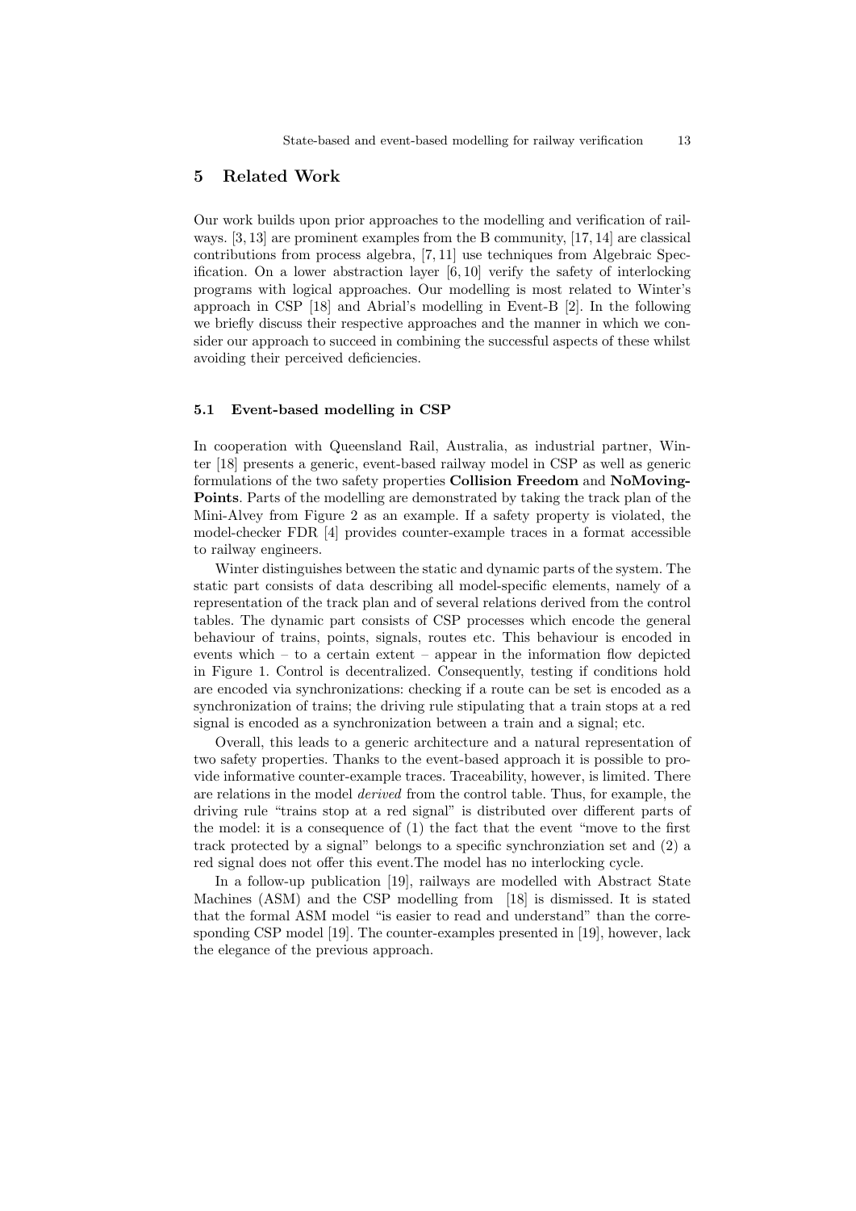## 5 Related Work

Our work builds upon prior approaches to the modelling and verification of railways. [3, 13] are prominent examples from the B community, [17, 14] are classical contributions from process algebra, [7, 11] use techniques from Algebraic Specification. On a lower abstraction layer [6, 10] verify the safety of interlocking programs with logical approaches. Our modelling is most related to Winter's approach in CSP [18] and Abrial's modelling in Event-B [2]. In the following we briefly discuss their respective approaches and the manner in which we consider our approach to succeed in combining the successful aspects of these whilst avoiding their perceived deficiencies.

### 5.1 Event-based modelling in CSP

In cooperation with Queensland Rail, Australia, as industrial partner, Winter [18] presents a generic, event-based railway model in CSP as well as generic formulations of the two safety properties **Collision Freedom** and **NoMoving-Points**. Parts of the modelling are demonstrated by taking the track plan of the Mini-Alvey from Figure 2 as an example. If a safety property is violated, the model-checker FDR [4] provides counter-example traces in a format accessible to railway engineers.

Winter distinguishes between the static and dynamic parts of the system. The static part consists of data describing all model-specific elements, namely of a representation of the track plan and of several relations derived from the control tables. The dynamic part consists of CSP processes which encode the general behaviour of trains, points, signals, routes etc. This behaviour is encoded in events which – to a certain extent – appear in the information flow depicted in Figure 1. Control is decentralized. Consequently, testing if conditions hold are encoded via synchronizations: checking if a route can be set is encoded as a synchronization of trains; the driving rule stipulating that a train stops at a red signal is encoded as a synchronization between a train and a signal; etc.

Overall, this leads to a generic architecture and a natural representation of two safety properties. Thanks to the event-based approach it is possible to provide informative counter-example traces. Traceability, however, is limited. There are relations in the model *derived* from the control table. Thus, for example, the driving rule "trains stop at a red signal" is distributed over different parts of the model: it is a consequence of (1) the fact that the event "move to the first track protected by a signal" belongs to a specific synchronziation set and (2) a red signal does not offer this event.The model has no interlocking cycle.

In a follow-up publication [19], railways are modelled with Abstract State Machines (ASM) and the CSP modelling from [18] is dismissed. It is stated that the formal ASM model "is easier to read and understand" than the corresponding CSP model [19]. The counter-examples presented in [19], however, lack the elegance of the previous approach.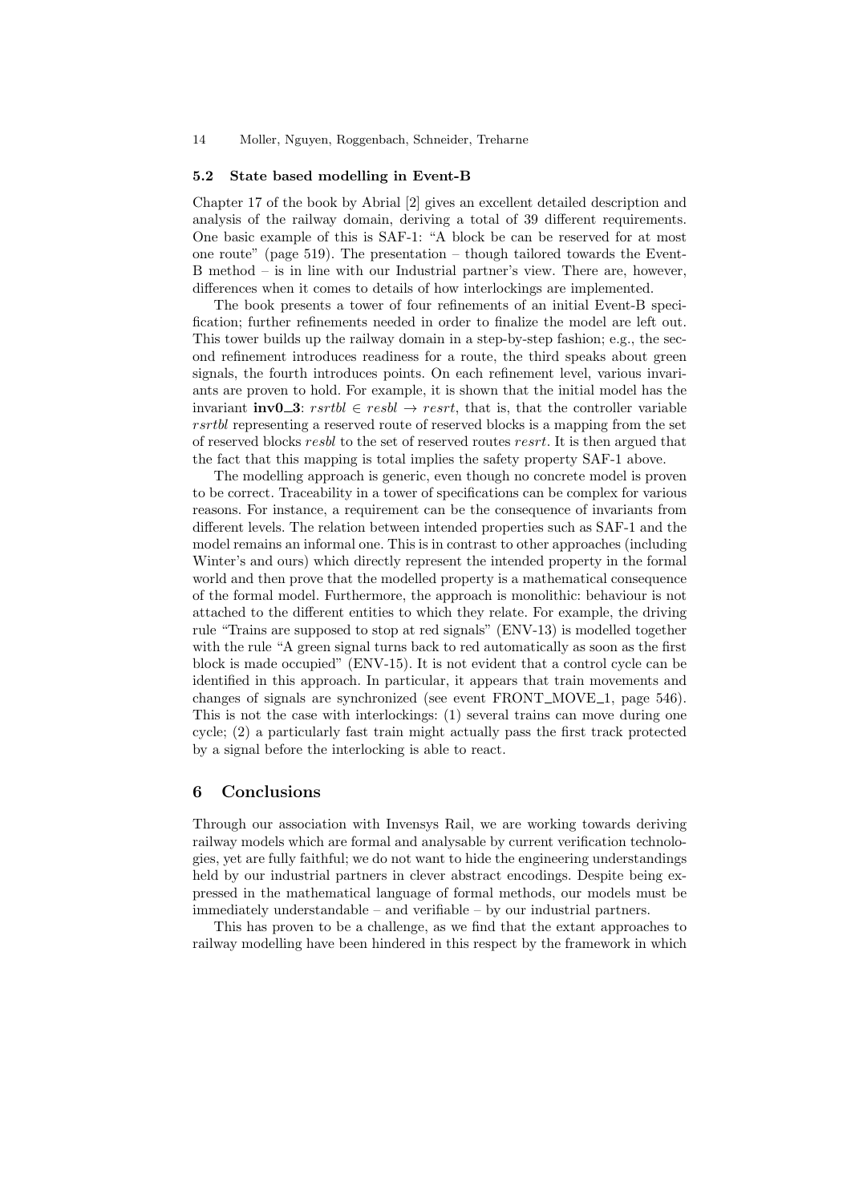### 5.2 State based modelling in Event-B

Chapter 17 of the book by Abrial [2] gives an excellent detailed description and analysis of the railway domain, deriving a total of 39 different requirements. One basic example of this is SAF-1: "A block be can be reserved for at most one route" (page 519). The presentation – though tailored towards the Event-B method – is in line with our Industrial partner's view. There are, however, differences when it comes to details of how interlockings are implemented.

The book presents a tower of four refinements of an initial Event-B specification; further refinements needed in order to finalize the model are left out. This tower builds up the railway domain in a step-by-step fashion; e.g., the second refinement introduces readiness for a route, the third speaks about green signals, the fourth introduces points. On each refinement level, various invariants are proven to hold. For example, it is shown that the initial model has the invariant **inv0_3**: $rsrtbl \in resbl \rightarrow resrt$, that is, that the controller variable *rsrtbl* representing a reserved route of reserved blocks is a mapping from the set of reserved blocks *resbl* to the set of reserved routes *resrt*. It is then argued that the fact that this mapping is total implies the safety property SAF-1 above.

The modelling approach is generic, even though no concrete model is proven to be correct. Traceability in a tower of specifications can be complex for various reasons. For instance, a requirement can be the consequence of invariants from different levels. The relation between intended properties such as SAF-1 and the model remains an informal one. This is in contrast to other approaches (including Winter's and ours) which directly represent the intended property in the formal world and then prove that the modelled property is a mathematical consequence of the formal model. Furthermore, the approach is monolithic: behaviour is not attached to the different entities to which they relate. For example, the driving rule "Trains are supposed to stop at red signals" (ENV-13) is modelled together with the rule "A green signal turns back to red automatically as soon as the first block is made occupied" (ENV-15). It is not evident that a control cycle can be identified in this approach. In particular, it appears that train movements and changes of signals are synchronized (see event FRONT_MOVE_1, page 546). This is not the case with interlockings: (1) several trains can move during one cycle; (2) a particularly fast train might actually pass the first track protected by a signal before the interlocking is able to react.

## 6 Conclusions

Through our association with Invensys Rail, we are working towards deriving railway models which are formal and analysable by current verification technologies, yet are fully faithful; we do not want to hide the engineering understandings held by our industrial partners in clever abstract encodings. Despite being expressed in the mathematical language of formal methods, our models must be immediately understandable – and verifiable – by our industrial partners.

This has proven to be a challenge, as we find that the extant approaches to railway modelling have been hindered in this respect by the framework in which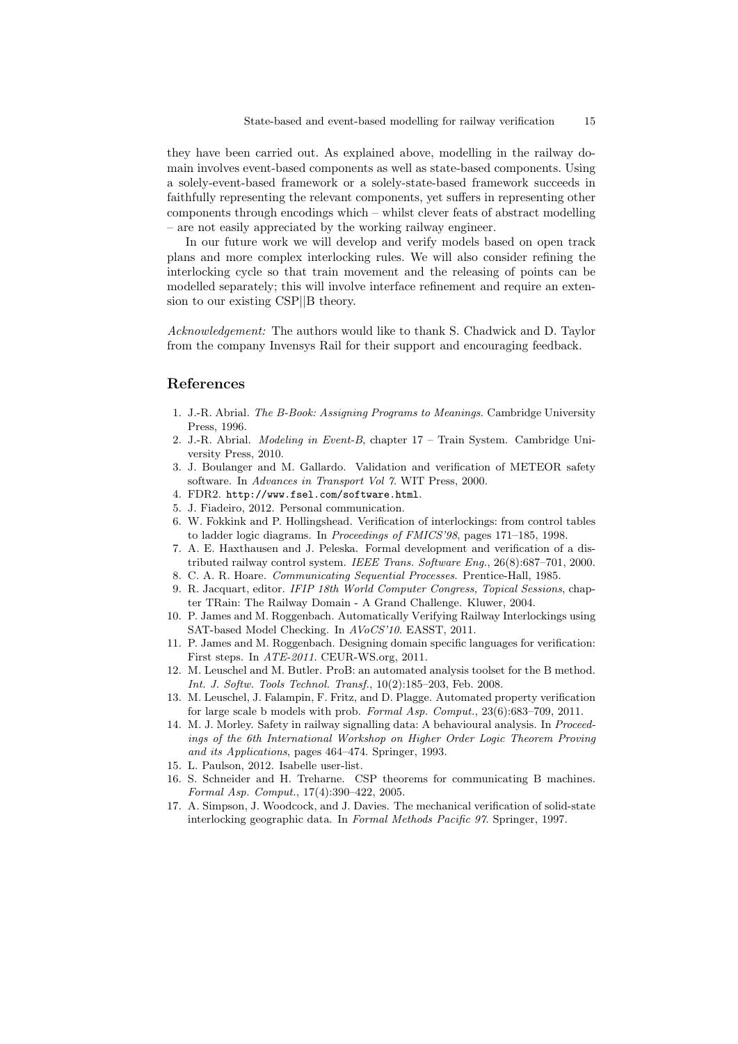they have been carried out. As explained above, modelling in the railway domain involves event-based components as well as state-based components. Using a solely-event-based framework or a solely-state-based framework succeeds in faithfully representing the relevant components, yet suffers in representing other components through encodings which – whilst clever feats of abstract modelling – are not easily appreciated by the working railway engineer.

In our future work we will develop and verify models based on open track plans and more complex interlocking rules. We will also consider refining the interlocking cycle so that train movement and the releasing of points can be modelled separately; this will involve interface refinement and require an extension to our existing CSP||B theory.

*Acknowledgement:* The authors would like to thank S. Chadwick and D. Taylor from the company Invensys Rail for their support and encouraging feedback.

## References

1. J.-R. Abrial. *The B-Book: Assigning Programs to Meanings*. Cambridge University Press, 1996.
2. J.-R. Abrial. *Modeling in Event-B*, chapter 17 – Train System. Cambridge University Press, 2010.
3. J. Boulanger and M. Gallardo. Validation and verification of METEOR safety software. In *Advances in Transport Vol 7*. WIT Press, 2000.
4. FDR2. `http://www.fsel.com/software.html`.
5. J. Fiadeiro, 2012. Personal communication.
6. W. Fokkink and P. Hollingshead. Verification of interlockings: from control tables to ladder logic diagrams. In *Proceedings of FMICS'98*, pages 171–185, 1998.
7. A. E. Haxthausen and J. Peleska. Formal development and verification of a distributed railway control system. *IEEE Trans. Software Eng.*, 26(8):687–701, 2000.
8. C. A. R. Hoare. *Communicating Sequential Processes*. Prentice-Hall, 1985.
9. R. Jacquart, editor. *IFIP 18th World Computer Congress, Topical Sessions*, chapter TRain: The Railway Domain - A Grand Challenge. Kluwer, 2004.
10. P. James and M. Roggenbach. Automatically Verifying Railway Interlockings using SAT-based Model Checking. In *AVoCS'10*. EASST, 2011.
11. P. James and M. Roggenbach. Designing domain specific languages for verification: First steps. In *ATE-2011*. CEUR-WS.org, 2011.
12. M. Leuschel and M. Butler. ProB: an automated analysis toolset for the B method. *Int. J. Softw. Tools Technol. Transf.*, 10(2):185–203, Feb. 2008.
13. M. Leuschel, J. Falampin, F. Fritz, and D. Plagge. Automated property verification for large scale b models with prob. *Formal Asp. Comput.*, 23(6):683–709, 2011.
14. M. J. Morley. Safety in railway signalling data: A behavioural analysis. In *Proceedings of the 6th International Workshop on Higher Order Logic Theorem Proving and its Applications*, pages 464–474. Springer, 1993.
15. L. Paulson, 2012. Isabelle user-list.
16. S. Schneider and H. Treharne. CSP theorems for communicating B machines. *Formal Asp. Comput.*, 17(4):390–422, 2005.
17. A. Simpson, J. Woodcock, and J. Davies. The mechanical verification of solid-state interlocking geographic data. In *Formal Methods Pacific 97*. Springer, 1997.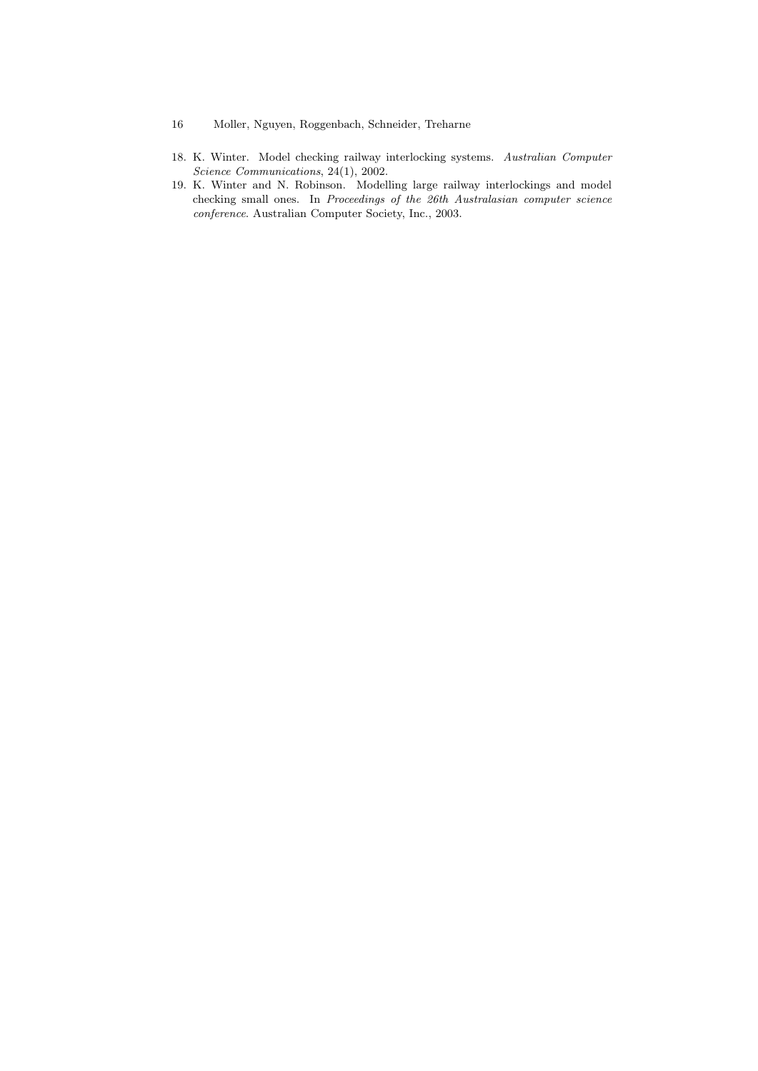18. K. Winter. Model checking railway interlocking systems. *Australian Computer Science Communications*, 24(1), 2002.
19. K. Winter and N. Robinson. Modelling large railway interlockings and model checking small ones. In *Proceedings of the 26th Australasian computer science conference*. Australian Computer Society, Inc., 2003.